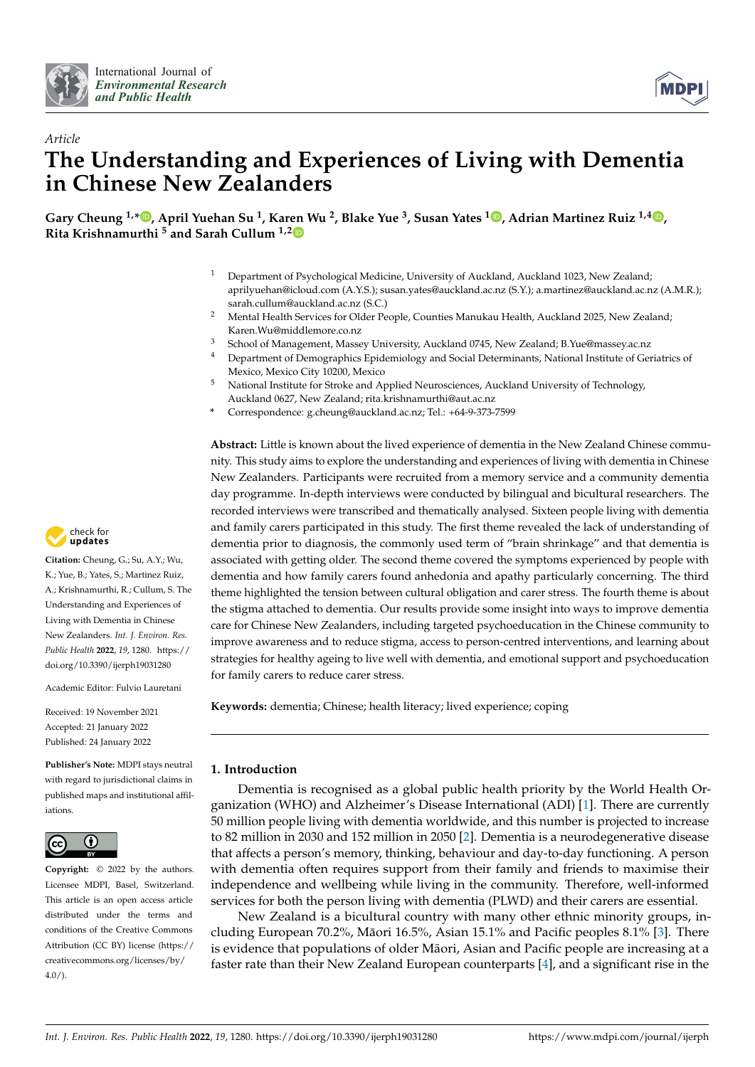Article

# The Understanding and Experiences of Living with Dementia in Chinese New Zealanders

**Gary Cheung [1,*], April Yuehan Su [1], Karen Wu [2], Blake Yue [3], Susan Yates [1], Adrian Martinez Ruiz [1,4], Rita Krishnamurthi [5] and Sarah Cullum [1,2]**

[1] Department of Psychological Medicine, University of Auckland, Auckland 1023, New Zealand; aprilyuehan@icloud.com (A.Y.S.); susan.yates@auckland.ac.nz (S.Y.); a.martinez@auckland.ac.nz (A.M.R.); sarah.cullum@auckland.ac.nz (S.C.)

[2] Mental Health Services for Older People, Counties Manukau Health, Auckland 2025, New Zealand; Karen.Wu@middlemore.co.nz

[3] School of Management, Massey University, Auckland 0745, New Zealand; B.Yue@massey.ac.nz

[4] Department of Demographics Epidemiology and Social Determinants, National Institute of Geriatrics of Mexico, Mexico City 10200, Mexico

[5] National Institute for Stroke and Applied Neurosciences, Auckland University of Technology, Auckland 0627, New Zealand; rita.krishnamurthi@aut.ac.nz

* Correspondence: g.cheung@auckland.ac.nz; Tel.: +64-9-373-7599

**Abstract:** Little is known about the lived experience of dementia in the New Zealand Chinese community. This study aims to explore the understanding and experiences of living with dementia in Chinese New Zealanders. Participants were recruited from a memory service and a community dementia day programme. In-depth interviews were conducted by bilingual and bicultural researchers. The recorded interviews were transcribed and thematically analysed. Sixteen people living with dementia and family carers participated in this study. The first theme revealed the lack of understanding of dementia prior to diagnosis, the commonly used term of "brain shrinkage" and that dementia is associated with getting older. The second theme covered the symptoms experienced by people with dementia and how family carers found anhedonia and apathy particularly concerning. The third theme highlighted the tension between cultural obligation and carer stress. The fourth theme is about the stigma attached to dementia. Our results provide some insight into ways to improve dementia care for Chinese New Zealanders, including targeted psychoeducation in the Chinese community to improve awareness and to reduce stigma, access to person-centred interventions, and learning about strategies for healthy ageing to live well with dementia, and emotional support and psychoeducation for family carers to reduce carer stress.

**Keywords:** dementia; Chinese; health literacy; lived experience; coping

**Citation:** Cheung, G.; Su, A.Y.; Wu, K.; Yue, B.; Yates, S.; Martinez Ruiz, A.; Krishnamurthi, R.; Cullum, S. The Understanding and Experiences of Living with Dementia in Chinese New Zealanders. *Int. J. Environ. Res. Public Health* **2022**, *19*, 1280. https://doi.org/10.3390/ijerph19031280

Academic Editor: Fulvio Lauretani

Received: 19 November 2021
Accepted: 21 January 2022
Published: 24 January 2022

**Publisher's Note:** MDPI stays neutral with regard to jurisdictional claims in published maps and institutional affiliations.

**Copyright:** © 2022 by the authors. Licensee MDPI, Basel, Switzerland. This article is an open access article distributed under the terms and conditions of the Creative Commons Attribution (CC BY) license (https://creativecommons.org/licenses/by/4.0/).

## 1. Introduction

Dementia is recognised as a global public health priority by the World Health Organization (WHO) and Alzheimer's Disease International (ADI) [1]. There are currently 50 million people living with dementia worldwide, and this number is projected to increase to 82 million in 2030 and 152 million in 2050 [2]. Dementia is a neurodegenerative disease that affects a person's memory, thinking, behaviour and day-to-day functioning. A person with dementia often requires support from their family and friends to maximise their independence and wellbeing while living in the community. Therefore, well-informed services for both the person living with dementia (PLWD) and their carers are essential.

New Zealand is a bicultural country with many other ethnic minority groups, including European 70.2%, Māori 16.5%, Asian 15.1% and Pacific peoples 8.1% [3]. There is evidence that populations of older Māori, Asian and Pacific people are increasing at a faster rate than their New Zealand European counterparts [4], and a significant rise in the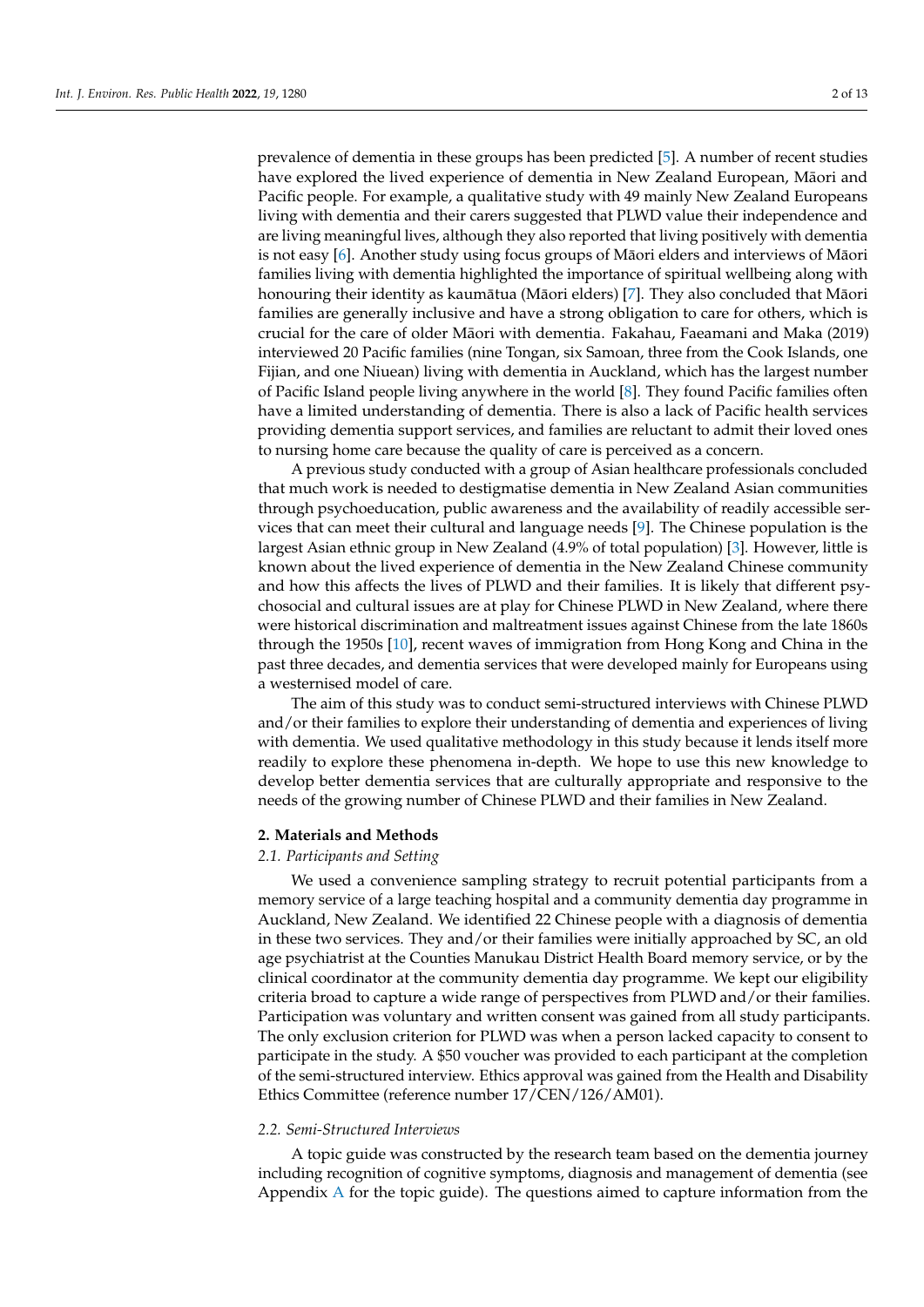prevalence of dementia in these groups has been predicted [5]. A number of recent studies have explored the lived experience of dementia in New Zealand European, Māori and Pacific people. For example, a qualitative study with 49 mainly New Zealand Europeans living with dementia and their carers suggested that PLWD value their independence and are living meaningful lives, although they also reported that living positively with dementia is not easy [6]. Another study using focus groups of Māori elders and interviews of Māori families living with dementia highlighted the importance of spiritual wellbeing along with honouring their identity as kaumātua (Māori elders) [7]. They also concluded that Māori families are generally inclusive and have a strong obligation to care for others, which is crucial for the care of older Māori with dementia. Fakahau, Faeamani and Maka (2019) interviewed 20 Pacific families (nine Tongan, six Samoan, three from the Cook Islands, one Fijian, and one Niuean) living with dementia in Auckland, which has the largest number of Pacific Island people living anywhere in the world [8]. They found Pacific families often have a limited understanding of dementia. There is also a lack of Pacific health services providing dementia support services, and families are reluctant to admit their loved ones to nursing home care because the quality of care is perceived as a concern.

A previous study conducted with a group of Asian healthcare professionals concluded that much work is needed to destigmatise dementia in New Zealand Asian communities through psychoeducation, public awareness and the availability of readily accessible services that can meet their cultural and language needs [9]. The Chinese population is the largest Asian ethnic group in New Zealand (4.9% of total population) [3]. However, little is known about the lived experience of dementia in the New Zealand Chinese community and how this affects the lives of PLWD and their families. It is likely that different psychosocial and cultural issues are at play for Chinese PLWD in New Zealand, where there were historical discrimination and maltreatment issues against Chinese from the late 1860s through the 1950s [10], recent waves of immigration from Hong Kong and China in the past three decades, and dementia services that were developed mainly for Europeans using a westernised model of care.

The aim of this study was to conduct semi-structured interviews with Chinese PLWD and/or their families to explore their understanding of dementia and experiences of living with dementia. We used qualitative methodology in this study because it lends itself more readily to explore these phenomena in-depth. We hope to use this new knowledge to develop better dementia services that are culturally appropriate and responsive to the needs of the growing number of Chinese PLWD and their families in New Zealand.

## 2. Materials and Methods

### *2.1. Participants and Setting*

We used a convenience sampling strategy to recruit potential participants from a memory service of a large teaching hospital and a community dementia day programme in Auckland, New Zealand. We identified 22 Chinese people with a diagnosis of dementia in these two services. They and/or their families were initially approached by SC, an old age psychiatrist at the Counties Manukau District Health Board memory service, or by the clinical coordinator at the community dementia day programme. We kept our eligibility criteria broad to capture a wide range of perspectives from PLWD and/or their families. Participation was voluntary and written consent was gained from all study participants. The only exclusion criterion for PLWD was when a person lacked capacity to consent to participate in the study. A $50 voucher was provided to each participant at the completion of the semi-structured interview. Ethics approval was gained from the Health and Disability Ethics Committee (reference number 17/CEN/126/AM01).

### *2.2. Semi-Structured Interviews*

A topic guide was constructed by the research team based on the dementia journey including recognition of cognitive symptoms, diagnosis and management of dementia (see Appendix A for the topic guide). The questions aimed to capture information from the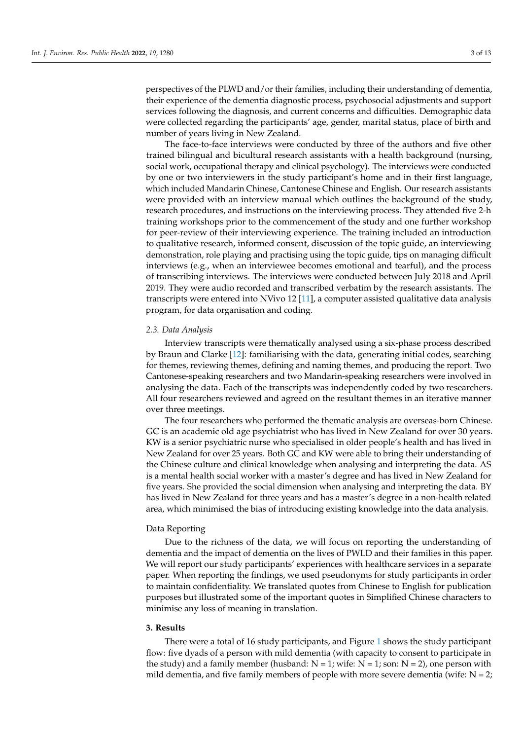perspectives of the PLWD and/or their families, including their understanding of dementia, their experience of the dementia diagnostic process, psychosocial adjustments and support services following the diagnosis, and current concerns and difficulties. Demographic data were collected regarding the participants' age, gender, marital status, place of birth and number of years living in New Zealand.

The face-to-face interviews were conducted by three of the authors and five other trained bilingual and bicultural research assistants with a health background (nursing, social work, occupational therapy and clinical psychology). The interviews were conducted by one or two interviewers in the study participant's home and in their first language, which included Mandarin Chinese, Cantonese Chinese and English. Our research assistants were provided with an interview manual which outlines the background of the study, research procedures, and instructions on the interviewing process. They attended five 2-h training workshops prior to the commencement of the study and one further workshop for peer-review of their interviewing experience. The training included an introduction to qualitative research, informed consent, discussion of the topic guide, an interviewing demonstration, role playing and practising using the topic guide, tips on managing difficult interviews (e.g., when an interviewee becomes emotional and tearful), and the process of transcribing interviews. The interviews were conducted between July 2018 and April 2019. They were audio recorded and transcribed verbatim by the research assistants. The transcripts were entered into NVivo 12 [11], a computer assisted qualitative data analysis program, for data organisation and coding.

### *2.3. Data Analysis*

Interview transcripts were thematically analysed using a six-phase process described by Braun and Clarke [12]: familiarising with the data, generating initial codes, searching for themes, reviewing themes, defining and naming themes, and producing the report. Two Cantonese-speaking researchers and two Mandarin-speaking researchers were involved in analysing the data. Each of the transcripts was independently coded by two researchers. All four researchers reviewed and agreed on the resultant themes in an iterative manner over three meetings.

The four researchers who performed the thematic analysis are overseas-born Chinese. GC is an academic old age psychiatrist who has lived in New Zealand for over 30 years. KW is a senior psychiatric nurse who specialised in older people's health and has lived in New Zealand for over 25 years. Both GC and KW were able to bring their understanding of the Chinese culture and clinical knowledge when analysing and interpreting the data. AS is a mental health social worker with a master's degree and has lived in New Zealand for five years. She provided the social dimension when analysing and interpreting the data. BY has lived in New Zealand for three years and has a master's degree in a non-health related area, which minimised the bias of introducing existing knowledge into the data analysis.

#### Data Reporting

Due to the richness of the data, we will focus on reporting the understanding of dementia and the impact of dementia on the lives of PWLD and their families in this paper. We will report our study participants' experiences with healthcare services in a separate paper. When reporting the findings, we used pseudonyms for study participants in order to maintain confidentiality. We translated quotes from Chinese to English for publication purposes but illustrated some of the important quotes in Simplified Chinese characters to minimise any loss of meaning in translation.

## **3. Results**

There were a total of 16 study participants, and Figure 1 shows the study participant flow: five dyads of a person with mild dementia (with capacity to consent to participate in the study) and a family member (husband: N = 1; wife: N = 1; son: N = 2), one person with mild dementia, and five family members of people with more severe dementia (wife: N = 2;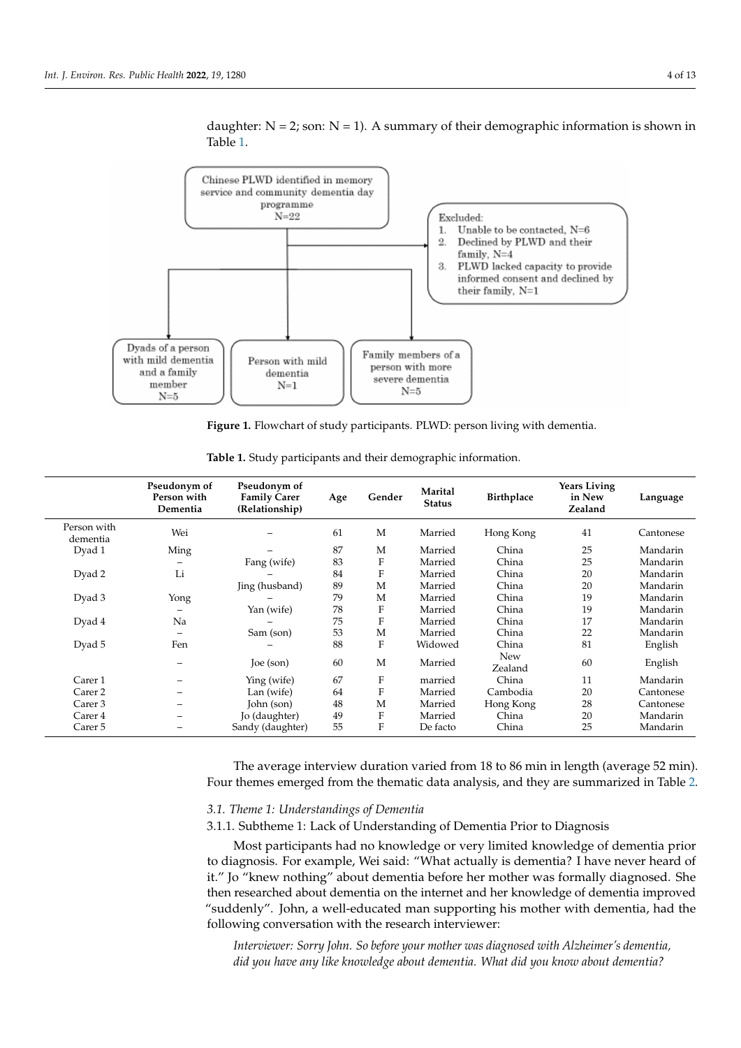daughter: N = 2; son: N = 1). A summary of their demographic information is shown in Table 1.

**Figure 1.** Flowchart of study participants. PLWD: person living with dementia.

**Table 1.** Study participants and their demographic information.

| | Pseudonym of Person with Dementia | Pseudonym of Family Carer (Relationship) | Age | Gender | Marital Status | Birthplace | Years Living in New Zealand | Language |
|---|---|---|---|---|---|---|---|---|
| Person with dementia | Wei | – | 61 | M | Married | Hong Kong | 41 | Cantonese |
| Dyad 1 | Ming | – | 87 | M | Married | China | 25 | Mandarin |
| | – | Fang (wife) | 83 | F | Married | China | 25 | Mandarin |
| Dyad 2 | Li | – | 84 | F | Married | China | 20 | Mandarin |
| | | Jing (husband) | 89 | M | Married | China | 20 | Mandarin |
| Dyad 3 | Yong | – | 79 | M | Married | China | 19 | Mandarin |
| | – | Yan (wife) | 78 | F | Married | China | 19 | Mandarin |
| Dyad 4 | Na | – | 75 | F | Married | China | 17 | Mandarin |
| | – | Sam (son) | 53 | M | Married | China | 22 | Mandarin |
| Dyad 5 | Fen | – | 88 | F | Widowed | China | 81 | English |
| | – | Joe (son) | 60 | M | Married | New Zealand | 60 | English |
| Carer 1 | – | Ying (wife) | 67 | F | married | China | 11 | Mandarin |
| Carer 2 | – | Lan (wife) | 64 | F | Married | Cambodia | 20 | Cantonese |
| Carer 3 | – | John (son) | 48 | M | Married | Hong Kong | 28 | Cantonese |
| Carer 4 | – | Jo (daughter) | 49 | F | Married | China | 20 | Mandarin |
| Carer 5 | – | Sandy (daughter) | 55 | F | De facto | China | 25 | Mandarin |

The average interview duration varied from 18 to 86 min in length (average 52 min). Four themes emerged from the thematic data analysis, and they are summarized in Table 2.

### 3.1. Theme 1: Understandings of Dementia

#### 3.1.1. Subtheme 1: Lack of Understanding of Dementia Prior to Diagnosis

Most participants had no knowledge or very limited knowledge of dementia prior to diagnosis. For example, Wei said: "What actually is dementia? I have never heard of it." Jo "knew nothing" about dementia before her mother was formally diagnosed. She then researched about dementia on the internet and her knowledge of dementia improved "suddenly". John, a well-educated man supporting his mother with dementia, had the following conversation with the research interviewer:

> *Interviewer: Sorry John. So before your mother was diagnosed with Alzheimer's dementia, did you have any like knowledge about dementia. What did you know about dementia?*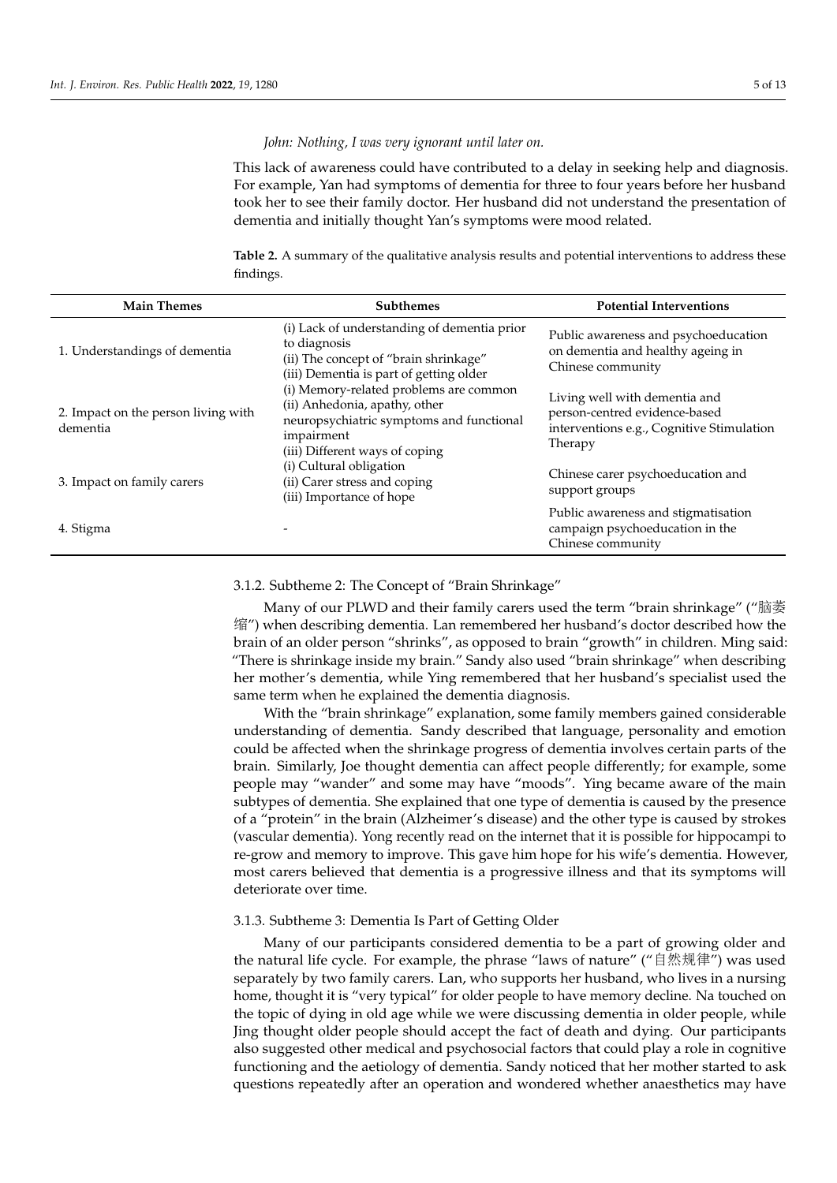*John: Nothing, I was very ignorant until later on.*

This lack of awareness could have contributed to a delay in seeking help and diagnosis. For example, Yan had symptoms of dementia for three to four years before her husband took her to see their family doctor. Her husband did not understand the presentation of dementia and initially thought Yan's symptoms were mood related.

**Table 2.** A summary of the qualitative analysis results and potential interventions to address these findings.

| Main Themes | Subthemes | Potential Interventions |
|---|---|---|
| 1. Understandings of dementia | (i) Lack of understanding of dementia prior to diagnosis<br>(ii) The concept of "brain shrinkage"<br>(iii) Dementia is part of getting older | Public awareness and psychoeducation on dementia and healthy ageing in Chinese community |
| 2. Impact on the person living with dementia | (i) Memory-related problems are common<br>(ii) Anhedonia, apathy, other neuropsychiatric symptoms and functional impairment<br>(iii) Different ways of coping | Living well with dementia and person-centred evidence-based interventions e.g., Cognitive Stimulation Therapy |
| 3. Impact on family carers | (i) Cultural obligation<br>(ii) Carer stress and coping<br>(iii) Importance of hope | Chinese carer psychoeducation and support groups |
| 4. Stigma | - | Public awareness and stigmatisation campaign psychoeducation in the Chinese community |

#### 3.1.2. Subtheme 2: The Concept of "Brain Shrinkage"

Many of our PLWD and their family carers used the term "brain shrinkage" ("脑萎缩") when describing dementia. Lan remembered her husband's doctor described how the brain of an older person "shrinks", as opposed to brain "growth" in children. Ming said: "There is shrinkage inside my brain." Sandy also used "brain shrinkage" when describing her mother's dementia, while Ying remembered that her husband's specialist used the same term when he explained the dementia diagnosis.

With the "brain shrinkage" explanation, some family members gained considerable understanding of dementia. Sandy described that language, personality and emotion could be affected when the shrinkage progress of dementia involves certain parts of the brain. Similarly, Joe thought dementia can affect people differently; for example, some people may "wander" and some may have "moods". Ying became aware of the main subtypes of dementia. She explained that one type of dementia is caused by the presence of a "protein" in the brain (Alzheimer's disease) and the other type is caused by strokes (vascular dementia). Yong recently read on the internet that it is possible for hippocampi to re-grow and memory to improve. This gave him hope for his wife's dementia. However, most carers believed that dementia is a progressive illness and that its symptoms will deteriorate over time.

#### 3.1.3. Subtheme 3: Dementia Is Part of Getting Older

Many of our participants considered dementia to be a part of growing older and the natural life cycle. For example, the phrase "laws of nature" ("自然规律") was used separately by two family carers. Lan, who supports her husband, who lives in a nursing home, thought it is "very typical" for older people to have memory decline. Na touched on the topic of dying in old age while we were discussing dementia in older people, while Jing thought older people should accept the fact of death and dying. Our participants also suggested other medical and psychosocial factors that could play a role in cognitive functioning and the aetiology of dementia. Sandy noticed that her mother started to ask questions repeatedly after an operation and wondered whether anaesthetics may have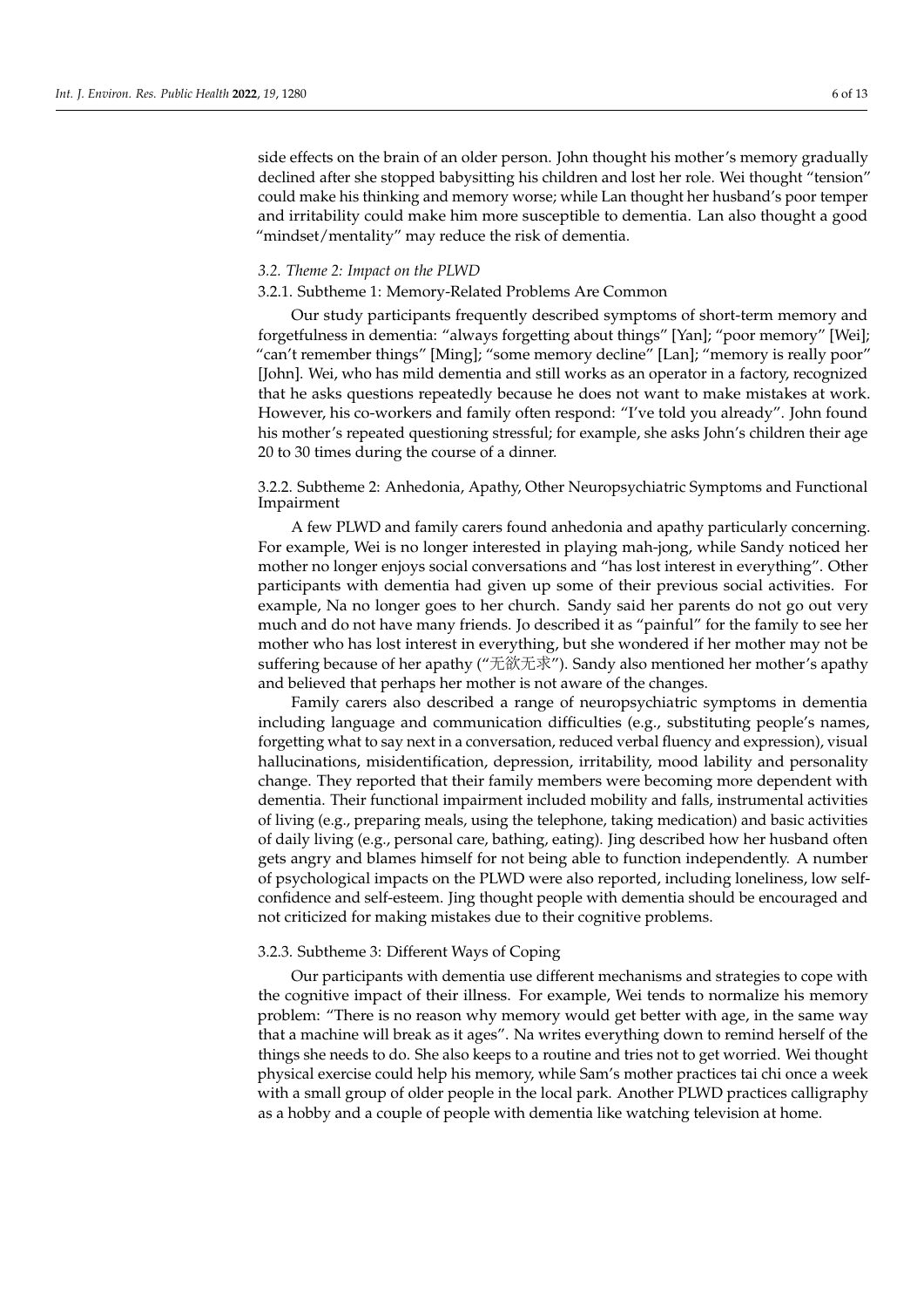side effects on the brain of an older person. John thought his mother's memory gradually declined after she stopped babysitting his children and lost her role. Wei thought "tension" could make his thinking and memory worse; while Lan thought her husband's poor temper and irritability could make him more susceptible to dementia. Lan also thought a good "mindset/mentality" may reduce the risk of dementia.

### *3.2. Theme 2: Impact on the PLWD*

#### 3.2.1. Subtheme 1: Memory-Related Problems Are Common

Our study participants frequently described symptoms of short-term memory and forgetfulness in dementia: "always forgetting about things" [Yan]; "poor memory" [Wei]; "can't remember things" [Ming]; "some memory decline" [Lan]; "memory is really poor" [John]. Wei, who has mild dementia and still works as an operator in a factory, recognized that he asks questions repeatedly because he does not want to make mistakes at work. However, his co-workers and family often respond: "I've told you already". John found his mother's repeated questioning stressful; for example, she asks John's children their age 20 to 30 times during the course of a dinner.

#### 3.2.2. Subtheme 2: Anhedonia, Apathy, Other Neuropsychiatric Symptoms and Functional Impairment

A few PLWD and family carers found anhedonia and apathy particularly concerning. For example, Wei is no longer interested in playing mah-jong, while Sandy noticed her mother no longer enjoys social conversations and "has lost interest in everything". Other participants with dementia had given up some of their previous social activities. For example, Na no longer goes to her church. Sandy said her parents do not go out very much and do not have many friends. Jo described it as "painful" for the family to see her mother who has lost interest in everything, but she wondered if her mother may not be suffering because of her apathy ("无欲无求"). Sandy also mentioned her mother's apathy and believed that perhaps her mother is not aware of the changes.

Family carers also described a range of neuropsychiatric symptoms in dementia including language and communication difficulties (e.g., substituting people's names, forgetting what to say next in a conversation, reduced verbal fluency and expression), visual hallucinations, misidentification, depression, irritability, mood lability and personality change. They reported that their family members were becoming more dependent with dementia. Their functional impairment included mobility and falls, instrumental activities of living (e.g., preparing meals, using the telephone, taking medication) and basic activities of daily living (e.g., personal care, bathing, eating). Jing described how her husband often gets angry and blames himself for not being able to function independently. A number of psychological impacts on the PLWD were also reported, including loneliness, low self-confidence and self-esteem. Jing thought people with dementia should be encouraged and not criticized for making mistakes due to their cognitive problems.

#### 3.2.3. Subtheme 3: Different Ways of Coping

Our participants with dementia use different mechanisms and strategies to cope with the cognitive impact of their illness. For example, Wei tends to normalize his memory problem: "There is no reason why memory would get better with age, in the same way that a machine will break as it ages". Na writes everything down to remind herself of the things she needs to do. She also keeps to a routine and tries not to get worried. Wei thought physical exercise could help his memory, while Sam's mother practices tai chi once a week with a small group of older people in the local park. Another PLWD practices calligraphy as a hobby and a couple of people with dementia like watching television at home.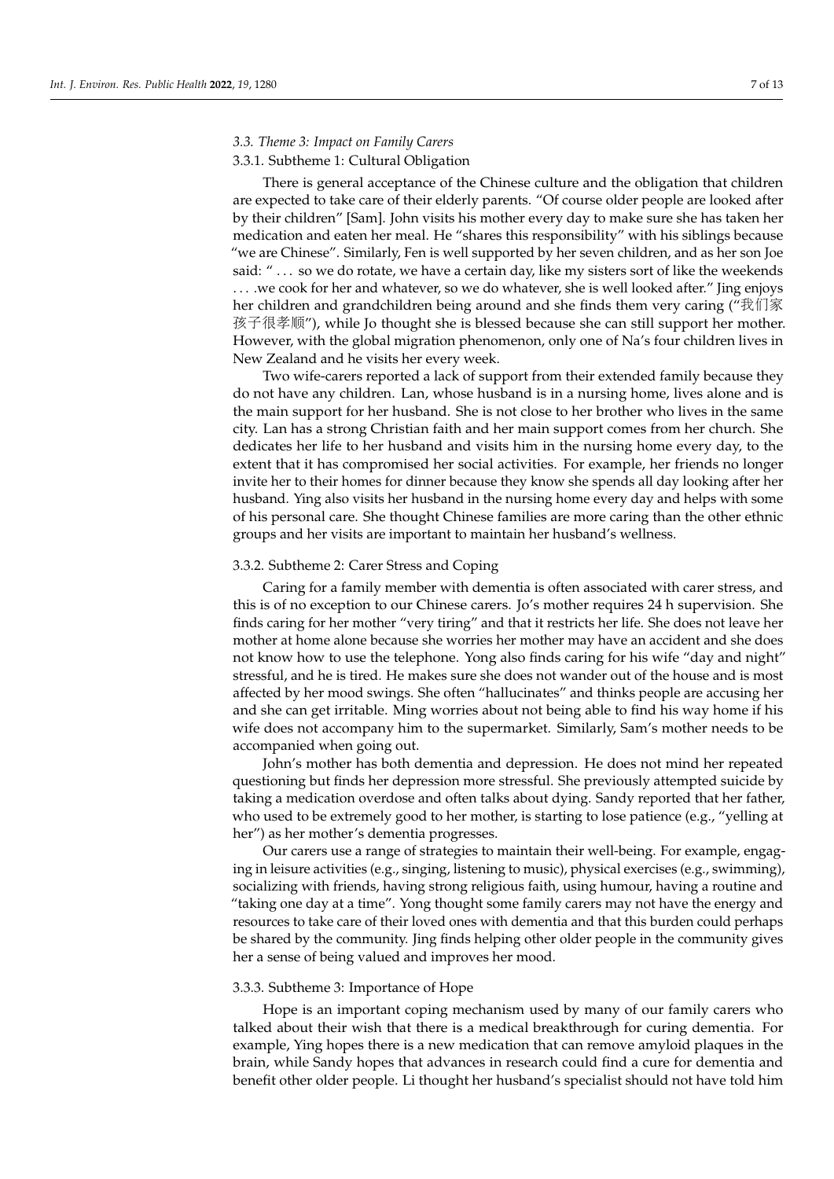### *3.3. Theme 3: Impact on Family Carers*

#### 3.3.1. Subtheme 1: Cultural Obligation

There is general acceptance of the Chinese culture and the obligation that children are expected to take care of their elderly parents. "Of course older people are looked after by their children" [Sam]. John visits his mother every day to make sure she has taken her medication and eaten her meal. He "shares this responsibility" with his siblings because "we are Chinese". Similarly, Fen is well supported by her seven children, and as her son Joe said: " . . . so we do rotate, we have a certain day, like my sisters sort of like the weekends . . . .we cook for her and whatever, so we do whatever, she is well looked after." Jing enjoys her children and grandchildren being around and she finds them very caring ("我们家孩子很孝顺"), while Jo thought she is blessed because she can still support her mother. However, with the global migration phenomenon, only one of Na's four children lives in New Zealand and he visits her every week.

Two wife-carers reported a lack of support from their extended family because they do not have any children. Lan, whose husband is in a nursing home, lives alone and is the main support for her husband. She is not close to her brother who lives in the same city. Lan has a strong Christian faith and her main support comes from her church. She dedicates her life to her husband and visits him in the nursing home every day, to the extent that it has compromised her social activities. For example, her friends no longer invite her to their homes for dinner because they know she spends all day looking after her husband. Ying also visits her husband in the nursing home every day and helps with some of his personal care. She thought Chinese families are more caring than the other ethnic groups and her visits are important to maintain her husband's wellness.

#### 3.3.2. Subtheme 2: Carer Stress and Coping

Caring for a family member with dementia is often associated with carer stress, and this is of no exception to our Chinese carers. Jo's mother requires 24 h supervision. She finds caring for her mother "very tiring" and that it restricts her life. She does not leave her mother at home alone because she worries her mother may have an accident and she does not know how to use the telephone. Yong also finds caring for his wife "day and night" stressful, and he is tired. He makes sure she does not wander out of the house and is most affected by her mood swings. She often "hallucinates" and thinks people are accusing her and she can get irritable. Ming worries about not being able to find his way home if his wife does not accompany him to the supermarket. Similarly, Sam's mother needs to be accompanied when going out.

John's mother has both dementia and depression. He does not mind her repeated questioning but finds her depression more stressful. She previously attempted suicide by taking a medication overdose and often talks about dying. Sandy reported that her father, who used to be extremely good to her mother, is starting to lose patience (e.g., "yelling at her") as her mother's dementia progresses.

Our carers use a range of strategies to maintain their well-being. For example, engaging in leisure activities (e.g., singing, listening to music), physical exercises (e.g., swimming), socializing with friends, having strong religious faith, using humour, having a routine and "taking one day at a time". Yong thought some family carers may not have the energy and resources to take care of their loved ones with dementia and that this burden could perhaps be shared by the community. Jing finds helping other older people in the community gives her a sense of being valued and improves her mood.

#### 3.3.3. Subtheme 3: Importance of Hope

Hope is an important coping mechanism used by many of our family carers who talked about their wish that there is a medical breakthrough for curing dementia. For example, Ying hopes there is a new medication that can remove amyloid plaques in the brain, while Sandy hopes that advances in research could find a cure for dementia and benefit other older people. Li thought her husband's specialist should not have told him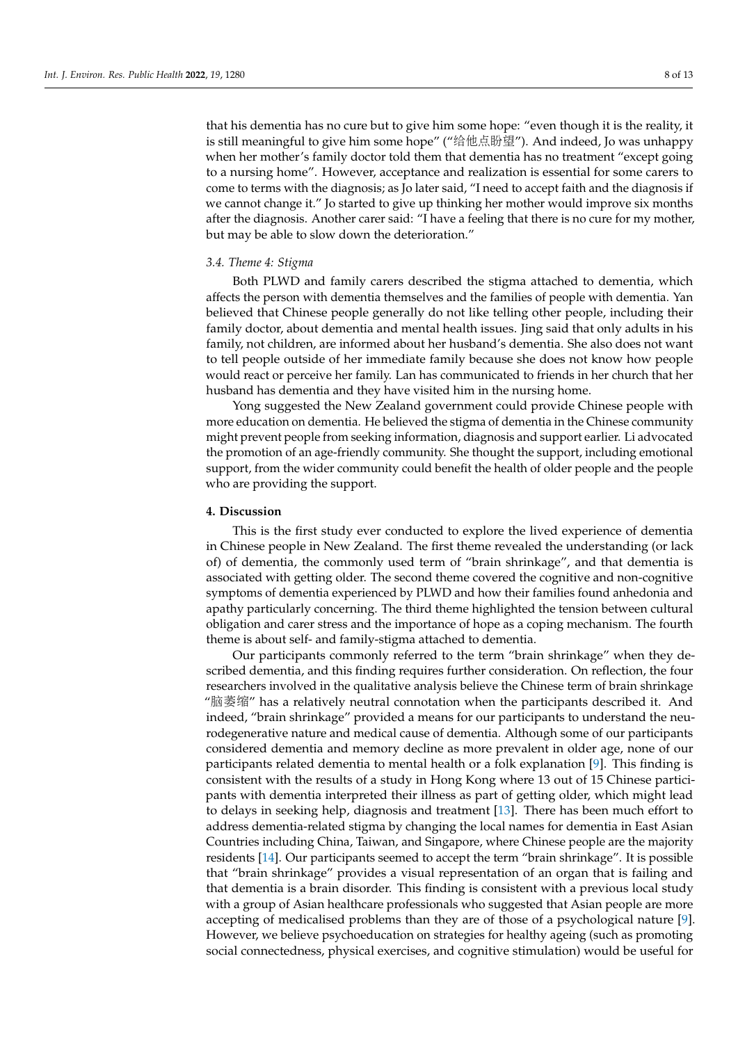that his dementia has no cure but to give him some hope: "even though it is the reality, it is still meaningful to give him some hope" ("给他点盼望"). And indeed, Jo was unhappy when her mother's family doctor told them that dementia has no treatment "except going to a nursing home". However, acceptance and realization is essential for some carers to come to terms with the diagnosis; as Jo later said, "I need to accept faith and the diagnosis if we cannot change it." Jo started to give up thinking her mother would improve six months after the diagnosis. Another carer said: "I have a feeling that there is no cure for my mother, but may be able to slow down the deterioration."

### *3.4. Theme 4: Stigma*

Both PLWD and family carers described the stigma attached to dementia, which affects the person with dementia themselves and the families of people with dementia. Yan believed that Chinese people generally do not like telling other people, including their family doctor, about dementia and mental health issues. Jing said that only adults in his family, not children, are informed about her husband's dementia. She also does not want to tell people outside of her immediate family because she does not know how people would react or perceive her family. Lan has communicated to friends in her church that her husband has dementia and they have visited him in the nursing home.

Yong suggested the New Zealand government could provide Chinese people with more education on dementia. He believed the stigma of dementia in the Chinese community might prevent people from seeking information, diagnosis and support earlier. Li advocated the promotion of an age-friendly community. She thought the support, including emotional support, from the wider community could benefit the health of older people and the people who are providing the support.

## **4. Discussion**

This is the first study ever conducted to explore the lived experience of dementia in Chinese people in New Zealand. The first theme revealed the understanding (or lack of) of dementia, the commonly used term of "brain shrinkage", and that dementia is associated with getting older. The second theme covered the cognitive and non-cognitive symptoms of dementia experienced by PLWD and how their families found anhedonia and apathy particularly concerning. The third theme highlighted the tension between cultural obligation and carer stress and the importance of hope as a coping mechanism. The fourth theme is about self- and family-stigma attached to dementia.

Our participants commonly referred to the term "brain shrinkage" when they described dementia, and this finding requires further consideration. On reflection, the four researchers involved in the qualitative analysis believe the Chinese term of brain shrinkage "脑萎缩" has a relatively neutral connotation when the participants described it. And indeed, "brain shrinkage" provided a means for our participants to understand the neurodegenerative nature and medical cause of dementia. Although some of our participants considered dementia and memory decline as more prevalent in older age, none of our participants related dementia to mental health or a folk explanation [9]. This finding is consistent with the results of a study in Hong Kong where 13 out of 15 Chinese participants with dementia interpreted their illness as part of getting older, which might lead to delays in seeking help, diagnosis and treatment [13]. There has been much effort to address dementia-related stigma by changing the local names for dementia in East Asian Countries including China, Taiwan, and Singapore, where Chinese people are the majority residents [14]. Our participants seemed to accept the term "brain shrinkage". It is possible that "brain shrinkage" provides a visual representation of an organ that is failing and that dementia is a brain disorder. This finding is consistent with a previous local study with a group of Asian healthcare professionals who suggested that Asian people are more accepting of medicalised problems than they are of those of a psychological nature [9]. However, we believe psychoeducation on strategies for healthy ageing (such as promoting social connectedness, physical exercises, and cognitive stimulation) would be useful for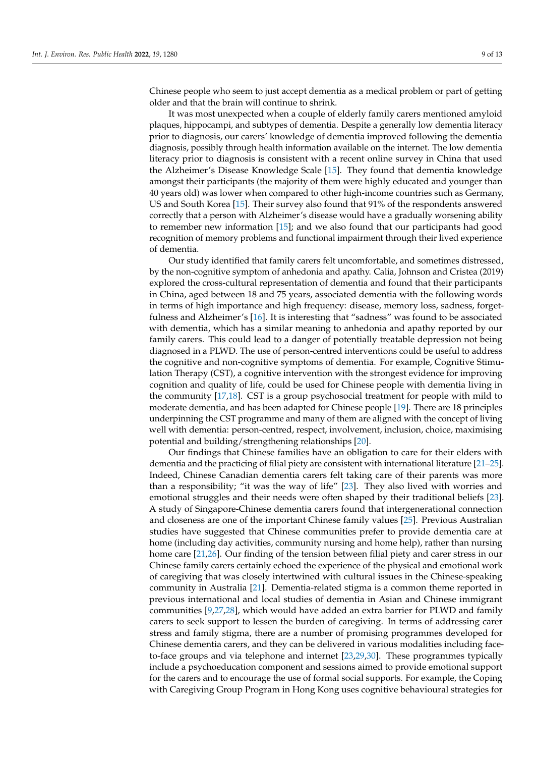Chinese people who seem to just accept dementia as a medical problem or part of getting older and that the brain will continue to shrink.

It was most unexpected when a couple of elderly family carers mentioned amyloid plaques, hippocampi, and subtypes of dementia. Despite a generally low dementia literacy prior to diagnosis, our carers' knowledge of dementia improved following the dementia diagnosis, possibly through health information available on the internet. The low dementia literacy prior to diagnosis is consistent with a recent online survey in China that used the Alzheimer's Disease Knowledge Scale [15]. They found that dementia knowledge amongst their participants (the majority of them were highly educated and younger than 40 years old) was lower when compared to other high-income countries such as Germany, US and South Korea [15]. Their survey also found that 91% of the respondents answered correctly that a person with Alzheimer's disease would have a gradually worsening ability to remember new information [15]; and we also found that our participants had good recognition of memory problems and functional impairment through their lived experience of dementia.

Our study identified that family carers felt uncomfortable, and sometimes distressed, by the non-cognitive symptom of anhedonia and apathy. Calia, Johnson and Cristea (2019) explored the cross-cultural representation of dementia and found that their participants in China, aged between 18 and 75 years, associated dementia with the following words in terms of high importance and high frequency: disease, memory loss, sadness, forgetfulness and Alzheimer's [16]. It is interesting that "sadness" was found to be associated with dementia, which has a similar meaning to anhedonia and apathy reported by our family carers. This could lead to a danger of potentially treatable depression not being diagnosed in a PLWD. The use of person-centred interventions could be useful to address the cognitive and non-cognitive symptoms of dementia. For example, Cognitive Stimulation Therapy (CST), a cognitive intervention with the strongest evidence for improving cognition and quality of life, could be used for Chinese people with dementia living in the community [17,18]. CST is a group psychosocial treatment for people with mild to moderate dementia, and has been adapted for Chinese people [19]. There are 18 principles underpinning the CST programme and many of them are aligned with the concept of living well with dementia: person-centred, respect, involvement, inclusion, choice, maximising potential and building/strengthening relationships [20].

Our findings that Chinese families have an obligation to care for their elders with dementia and the practicing of filial piety are consistent with international literature [21–25]. Indeed, Chinese Canadian dementia carers felt taking care of their parents was more than a responsibility; "it was the way of life" [23]. They also lived with worries and emotional struggles and their needs were often shaped by their traditional beliefs [23]. A study of Singapore-Chinese dementia carers found that intergenerational connection and closeness are one of the important Chinese family values [25]. Previous Australian studies have suggested that Chinese communities prefer to provide dementia care at home (including day activities, community nursing and home help), rather than nursing home care [21,26]. Our finding of the tension between filial piety and carer stress in our Chinese family carers certainly echoed the experience of the physical and emotional work of caregiving that was closely intertwined with cultural issues in the Chinese-speaking community in Australia [21]. Dementia-related stigma is a common theme reported in previous international and local studies of dementia in Asian and Chinese immigrant communities [9,27,28], which would have added an extra barrier for PLWD and family carers to seek support to lessen the burden of caregiving. In terms of addressing carer stress and family stigma, there are a number of promising programmes developed for Chinese dementia carers, and they can be delivered in various modalities including face-to-face groups and via telephone and internet [23,29,30]. These programmes typically include a psychoeducation component and sessions aimed to provide emotional support for the carers and to encourage the use of formal social supports. For example, the Coping with Caregiving Group Program in Hong Kong uses cognitive behavioural strategies for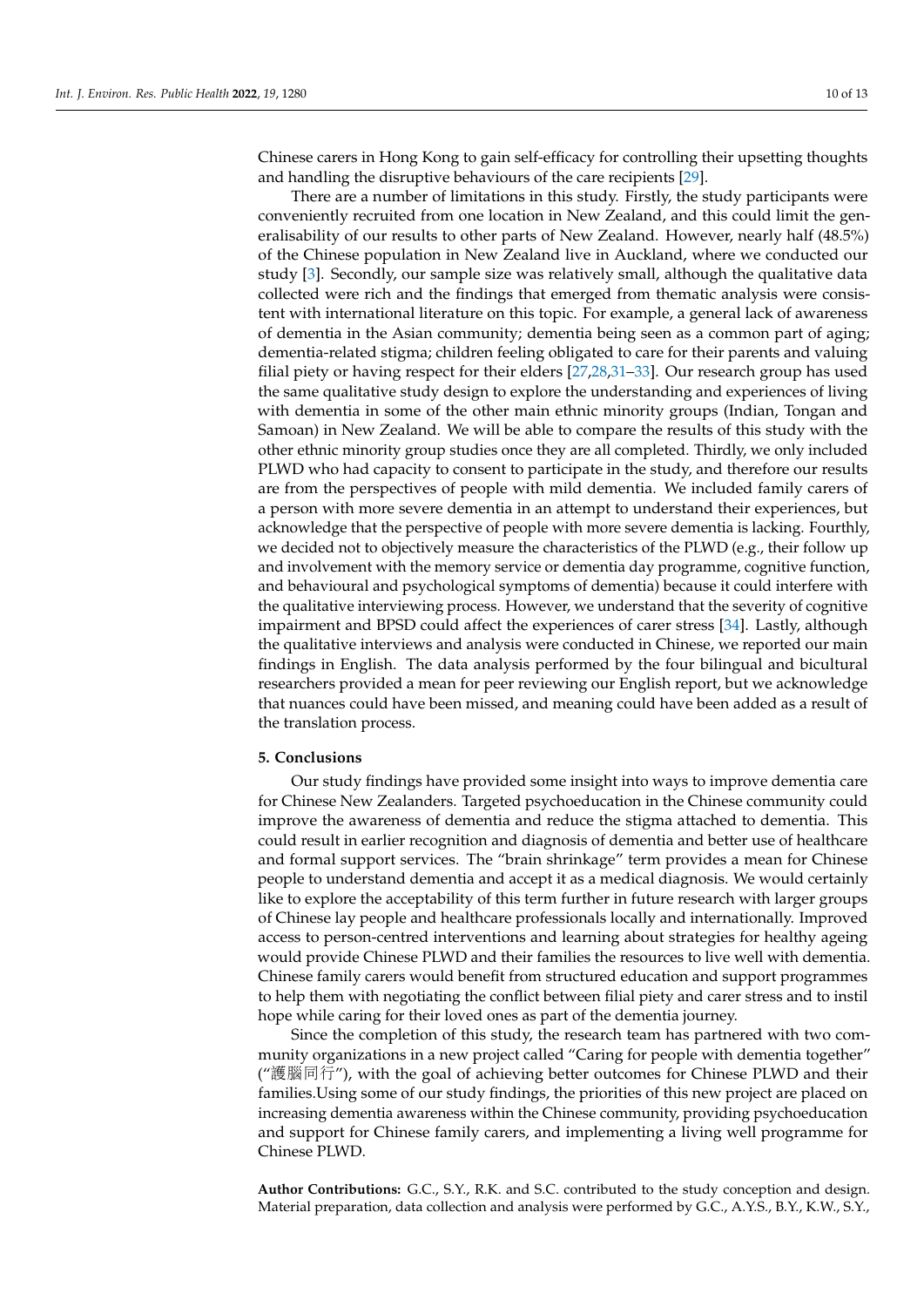Chinese carers in Hong Kong to gain self-efficacy for controlling their upsetting thoughts and handling the disruptive behaviours of the care recipients [29].

There are a number of limitations in this study. Firstly, the study participants were conveniently recruited from one location in New Zealand, and this could limit the generalisability of our results to other parts of New Zealand. However, nearly half (48.5%) of the Chinese population in New Zealand live in Auckland, where we conducted our study [3]. Secondly, our sample size was relatively small, although the qualitative data collected were rich and the findings that emerged from thematic analysis were consistent with international literature on this topic. For example, a general lack of awareness of dementia in the Asian community; dementia being seen as a common part of aging; dementia-related stigma; children feeling obligated to care for their parents and valuing filial piety or having respect for their elders [27,28,31–33]. Our research group has used the same qualitative study design to explore the understanding and experiences of living with dementia in some of the other main ethnic minority groups (Indian, Tongan and Samoan) in New Zealand. We will be able to compare the results of this study with the other ethnic minority group studies once they are all completed. Thirdly, we only included PLWD who had capacity to consent to participate in the study, and therefore our results are from the perspectives of people with mild dementia. We included family carers of a person with more severe dementia in an attempt to understand their experiences, but acknowledge that the perspective of people with more severe dementia is lacking. Fourthly, we decided not to objectively measure the characteristics of the PLWD (e.g., their follow up and involvement with the memory service or dementia day programme, cognitive function, and behavioural and psychological symptoms of dementia) because it could interfere with the qualitative interviewing process. However, we understand that the severity of cognitive impairment and BPSD could affect the experiences of carer stress [34]. Lastly, although the qualitative interviews and analysis were conducted in Chinese, we reported our main findings in English. The data analysis performed by the four bilingual and bicultural researchers provided a mean for peer reviewing our English report, but we acknowledge that nuances could have been missed, and meaning could have been added as a result of the translation process.

## 5. Conclusions

Our study findings have provided some insight into ways to improve dementia care for Chinese New Zealanders. Targeted psychoeducation in the Chinese community could improve the awareness of dementia and reduce the stigma attached to dementia. This could result in earlier recognition and diagnosis of dementia and better use of healthcare and formal support services. The "brain shrinkage" term provides a mean for Chinese people to understand dementia and accept it as a medical diagnosis. We would certainly like to explore the acceptability of this term further in future research with larger groups of Chinese lay people and healthcare professionals locally and internationally. Improved access to person-centred interventions and learning about strategies for healthy ageing would provide Chinese PLWD and their families the resources to live well with dementia. Chinese family carers would benefit from structured education and support programmes to help them with negotiating the conflict between filial piety and carer stress and to instil hope while caring for their loved ones as part of the dementia journey.

Since the completion of this study, the research team has partnered with two community organizations in a new project called "Caring for people with dementia together" ("護腦同行"), with the goal of achieving better outcomes for Chinese PLWD and their families.Using some of our study findings, the priorities of this new project are placed on increasing dementia awareness within the Chinese community, providing psychoeducation and support for Chinese family carers, and implementing a living well programme for Chinese PLWD.

**Author Contributions:** G.C., S.Y., R.K. and S.C. contributed to the study conception and design. Material preparation, data collection and analysis were performed by G.C., A.Y.S., B.Y., K.W., S.Y.,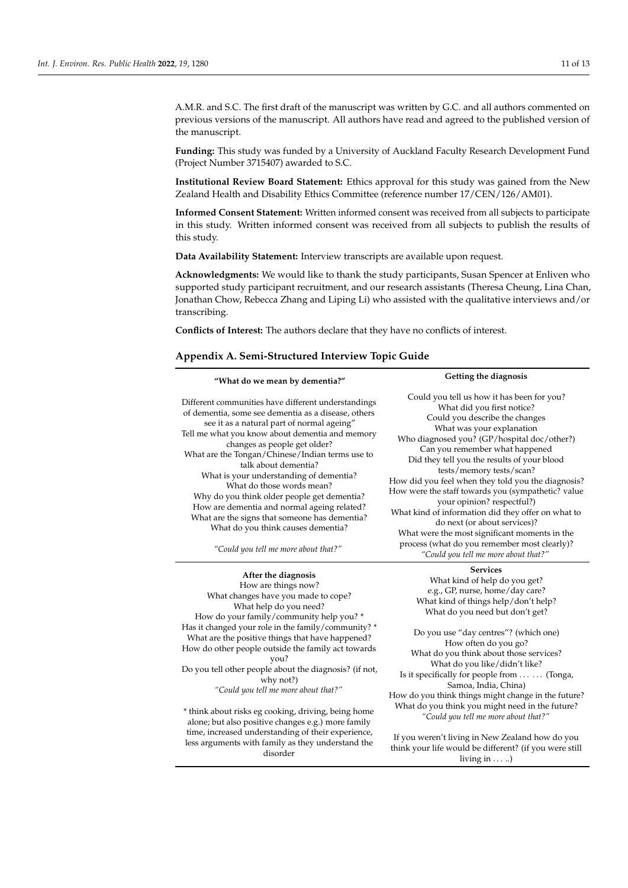A.M.R. and S.C. The first draft of the manuscript was written by G.C. and all authors commented on previous versions of the manuscript. All authors have read and agreed to the published version of the manuscript.

**Funding:** This study was funded by a University of Auckland Faculty Research Development Fund (Project Number 3715407) awarded to S.C.

**Institutional Review Board Statement:** Ethics approval for this study was gained from the New Zealand Health and Disability Ethics Committee (reference number 17/CEN/126/AM01).

**Informed Consent Statement:** Written informed consent was received from all subjects to participate in this study. Written informed consent was received from all subjects to publish the results of this study.

**Data Availability Statement:** Interview transcripts are available upon request.

**Acknowledgments:** We would like to thank the study participants, Susan Spencer at Enliven who supported study participant recruitment, and our research assistants (Theresa Cheung, Lina Chan, Jonathan Chow, Rebecca Zhang and Liping Li) who assisted with the qualitative interviews and/or transcribing.

**Conflicts of Interest:** The authors declare that they have no conflicts of interest.

## Appendix A. Semi-Structured Interview Topic Guide

| **"What do we mean by dementia?"** | **Getting the diagnosis** |
|---|---|
| Different communities have different understandings of dementia, some see dementia as a disease, others see it as a natural part of normal ageing"<br>Tell me what you know about dementia and memory changes as people get older?<br>What are the Tongan/Chinese/Indian terms use to talk about dementia?<br>What is your understanding of dementia?<br>What do those words mean?<br>Why do you think older people get dementia?<br>How are dementia and normal ageing related?<br>What are the signs that someone has dementia?<br>What do you think causes dementia?<br><br>*"Could you tell me more about that?"* | Could you tell us how it has been for you?<br>What did you first notice?<br>Could you describe the changes<br>What was your explanation<br>Who diagnosed you? (GP/hospital doc/other?)<br>Can you remember what happened<br>Did they tell you the results of your blood tests/memory tests/scan?<br>How did you feel when they told you the diagnosis?<br>How were the staff towards you (sympathetic? value your opinion? respectful?)<br>What kind of information did they offer on what to do next (or about services)?<br>What were the most significant moments in the process (what do you remember most clearly)?<br>*"Could you tell me more about that?"* |
| **After the diagnosis**<br>How are things now?<br>What changes have you made to cope?<br>What help do you need?<br>How do your family/community help you? *<br>Has it changed your role in the family/community? *<br>What are the positive things that have happened?<br>How do other people outside the family act towards you?<br>Do you tell other people about the diagnosis? (if not, why not?)<br>*"Could you tell me more about that?"*<br><br>* think about risks eg cooking, driving, being home alone; but also positive changes e.g.) more family time, increased understanding of their experience, less arguments with family as they understand the disorder | **Services**<br>What kind of help do you get?<br>e.g., GP, nurse, home/day care?<br>What kind of things help/don't help?<br>What do you need but don't get?<br><br>Do you use "day centres"? (which one)<br>How often do you go?<br>What do you think about those services?<br>What do you like/didn't like?<br>Is it specifically for people from . . . . . . (Tonga, Samoa, India, China)<br>How do you think things might change in the future?<br>What do you think you might need in the future?<br>*"Could you tell me more about that?"*<br><br>If you weren't living in New Zealand how do you think your life would be different? (if you were still living in . . . ..) |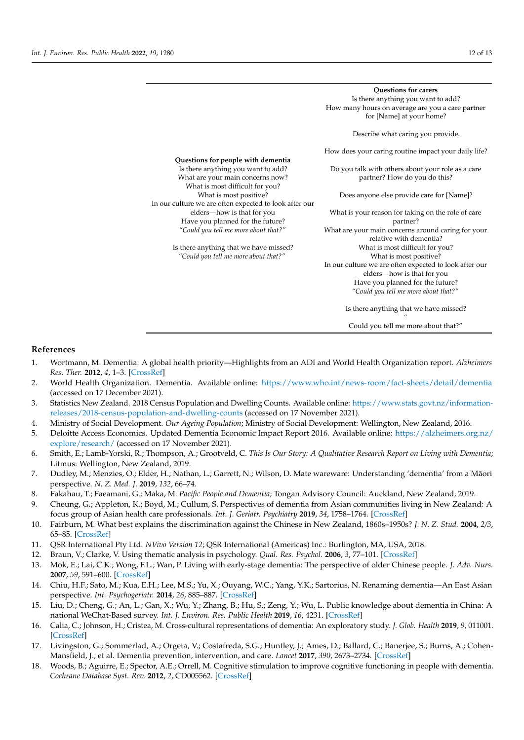| Questions for people with dementia | Questions for carers |
|---|---|
| Is there anything you want to add?<br>What are your main concerns now?<br>What is most difficult for you?<br>What is most positive?<br>In our culture we are often expected to look after our elders—how is that for you<br>Have you planned for the future?<br>*"Could you tell me more about that?"*<br><br>Is there anything that we have missed?<br>*"Could you tell me more about that?"* | Is there anything you want to add?<br>How many hours on average are you a care partner for [Name] at your home?<br><br>Describe what caring you provide.<br><br>How does your caring routine impact your daily life?<br><br>Do you talk with others about your role as a care partner? How do you do this?<br><br>Does anyone else provide care for [Name]?<br><br>What is your reason for taking on the role of care partner?<br>What are your main concerns around caring for your relative with dementia?<br>What is most difficult for you?<br>What is most positive?<br>In our culture we are often expected to look after our elders—how is that for you<br>Have you planned for the future?<br>*"Could you tell me more about that?"*<br><br>Is there anything that we have missed?<br>"<br>Could you tell me more about that?" |

## References

1. Wortmann, M. Dementia: A global health priority—Highlights from an ADI and World Health Organization report. *Alzheimers Res. Ther.* **2012**, *4*, 1–3. [CrossRef]
2. World Health Organization. Dementia. Available online: https://www.who.int/news-room/fact-sheets/detail/dementia (accessed on 17 December 2021).
3. Statistics New Zealand. 2018 Census Population and Dwelling Counts. Available online: https://www.stats.govt.nz/information-releases/2018-census-population-and-dwelling-counts (accessed on 17 November 2021).
4. Ministry of Social Development. *Our Ageing Population*; Ministry of Social Development: Wellington, New Zealand, 2016.
5. Deloitte Access Economics. Updated Dementia Economic Impact Report 2016. Available online: https://alzheimers.org.nz/explore/research/ (accessed on 17 November 2021).
6. Smith, E.; Lamb-Yorski, R.; Thompson, A.; Grootveld, C. *This Is Our Story: A Qualitative Research Report on Living with Dementia*; Litmus: Wellington, New Zealand, 2019.
7. Dudley, M.; Menzies, O.; Elder, H.; Nathan, L.; Garrett, N.; Wilson, D. Mate wareware: Understanding 'dementia' from a Māori perspective. *N. Z. Med. J.* **2019**, *132*, 66–74.
8. Fakahau, T.; Faeamani, G.; Maka, M. *Pacific People and Dementia*; Tongan Advisory Council: Auckland, New Zealand, 2019.
9. Cheung, G.; Appleton, K.; Boyd, M.; Cullum, S. Perspectives of dementia from Asian communities living in New Zealand: A focus group of Asian health care professionals. *Int. J. Geriatr. Psychiatry* **2019**, *34*, 1758–1764. [CrossRef]
10. Fairburn, M. What best explains the discrimination against the Chinese in New Zealand, 1860s–1950s? *J. N. Z. Stud.* **2004**, *2/3*, 65–85. [CrossRef]
11. QSR International Pty Ltd. *NVivo Version 12*; QSR International (Americas) Inc.: Burlington, MA, USA, 2018.
12. Braun, V.; Clarke, V. Using thematic analysis in psychology. *Qual. Res. Psychol.* **2006**, *3*, 77–101. [CrossRef]
13. Mok, E.; Lai, C.K.; Wong, F.L.; Wan, P. Living with early-stage dementia: The perspective of older Chinese people. *J. Adv. Nurs.* **2007**, *59*, 591–600. [CrossRef]
14. Chiu, H.F.; Sato, M.; Kua, E.H.; Lee, M.S.; Yu, X.; Ouyang, W.C.; Yang, Y.K.; Sartorius, N. Renaming dementia—An East Asian perspective. *Int. Psychogeriatr.* **2014**, *26*, 885–887. [CrossRef]
15. Liu, D.; Cheng, G.; An, L.; Gan, X.; Wu, Y.; Zhang, B.; Hu, S.; Zeng, Y.; Wu, L. Public knowledge about dementia in China: A national WeChat-Based survey. *Int. J. Environ. Res. Public Health* **2019**, *16*, 4231. [CrossRef]
16. Calia, C.; Johnson, H.; Cristea, M. Cross-cultural representations of dementia: An exploratory study. *J. Glob. Health* **2019**, *9*, 011001. [CrossRef]
17. Livingston, G.; Sommerlad, A.; Orgeta, V.; Costafreda, S.G.; Huntley, J.; Ames, D.; Ballard, C.; Banerjee, S.; Burns, A.; Cohen-Mansfield, J.; et al. Dementia prevention, intervention, and care. *Lancet* **2017**, *390*, 2673–2734. [CrossRef]
18. Woods, B.; Aguirre, E.; Spector, A.E.; Orrell, M. Cognitive stimulation to improve cognitive functioning in people with dementia. *Cochrane Database Syst. Rev.* **2012**, *2*, CD005562. [CrossRef]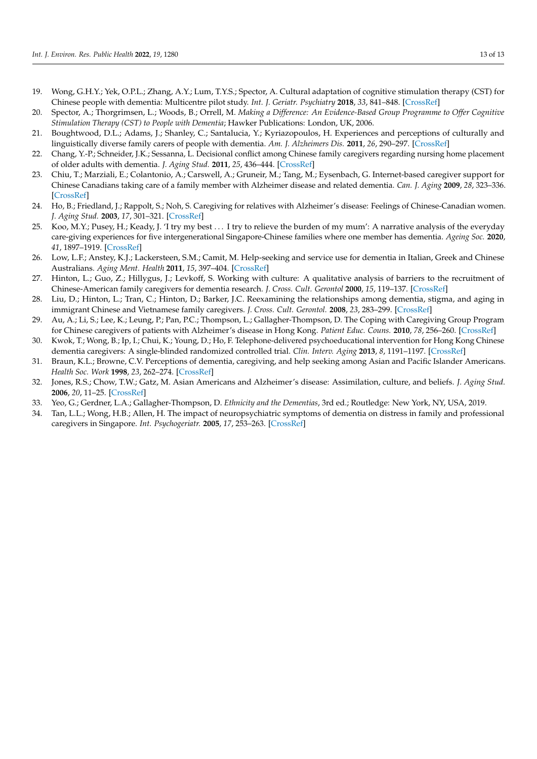19. Wong, G.H.Y.; Yek, O.P.L.; Zhang, A.Y.; Lum, T.Y.S.; Spector, A. Cultural adaptation of cognitive stimulation therapy (CST) for Chinese people with dementia: Multicentre pilot study. *Int. J. Geriatr. Psychiatry* **2018**, *33*, 841–848. [CrossRef]
20. Spector, A.; Thorgrimsen, L.; Woods, B.; Orrell, M. *Making a Difference: An Evidence-Based Group Programme to Offer Cognitive Stimulation Therapy (CST) to People with Dementia*; Hawker Publications: London, UK, 2006.
21. Boughtwood, D.L.; Adams, J.; Shanley, C.; Santalucia, Y.; Kyriazopoulos, H. Experiences and perceptions of culturally and linguistically diverse family carers of people with dementia. *Am. J. Alzheimers Dis.* **2011**, *26*, 290–297. [CrossRef]
22. Chang, Y.-P.; Schneider, J.K.; Sessanna, L. Decisional conflict among Chinese family caregivers regarding nursing home placement of older adults with dementia. *J. Aging Stud.* **2011**, *25*, 436–444. [CrossRef]
23. Chiu, T.; Marziali, E.; Colantonio, A.; Carswell, A.; Gruneir, M.; Tang, M.; Eysenbach, G. Internet-based caregiver support for Chinese Canadians taking care of a family member with Alzheimer disease and related dementia. *Can. J. Aging* **2009**, *28*, 323–336. [CrossRef]
24. Ho, B.; Friedland, J.; Rappolt, S.; Noh, S. Caregiving for relatives with Alzheimer's disease: Feelings of Chinese-Canadian women. *J. Aging Stud.* **2003**, *17*, 301–321. [CrossRef]
25. Koo, M.Y.; Pusey, H.; Keady, J. 'I try my best . . . I try to relieve the burden of my mum': A narrative analysis of the everyday care-giving experiences for five intergenerational Singapore-Chinese families where one member has dementia. *Ageing Soc.* **2020**, *41*, 1897–1919. [CrossRef]
26. Low, L.F.; Anstey, K.J.; Lackersteen, S.M.; Camit, M. Help-seeking and service use for dementia in Italian, Greek and Chinese Australians. *Aging Ment. Health* **2011**, *15*, 397–404. [CrossRef]
27. Hinton, L.; Guo, Z.; Hillygus, J.; Levkoff, S. Working with culture: A qualitative analysis of barriers to the recruitment of Chinese-American family caregivers for dementia research. *J. Cross. Cult. Gerontol* **2000**, *15*, 119–137. [CrossRef]
28. Liu, D.; Hinton, L.; Tran, C.; Hinton, D.; Barker, J.C. Reexamining the relationships among dementia, stigma, and aging in immigrant Chinese and Vietnamese family caregivers. *J. Cross. Cult. Gerontol.* **2008**, *23*, 283–299. [CrossRef]
29. Au, A.; Li, S.; Lee, K.; Leung, P.; Pan, P.C.; Thompson, L.; Gallagher-Thompson, D. The Coping with Caregiving Group Program for Chinese caregivers of patients with Alzheimer's disease in Hong Kong. *Patient Educ. Couns.* **2010**, *78*, 256–260. [CrossRef]
30. Kwok, T.; Wong, B.; Ip, I.; Chui, K.; Young, D.; Ho, F. Telephone-delivered psychoeducational intervention for Hong Kong Chinese dementia caregivers: A single-blinded randomized controlled trial. *Clin. Interv. Aging* **2013**, *8*, 1191–1197. [CrossRef]
31. Braun, K.L.; Browne, C.V. Perceptions of dementia, caregiving, and help seeking among Asian and Pacific Islander Americans. *Health Soc. Work* **1998**, *23*, 262–274. [CrossRef]
32. Jones, R.S.; Chow, T.W.; Gatz, M. Asian Americans and Alzheimer's disease: Assimilation, culture, and beliefs. *J. Aging Stud.* **2006**, *20*, 11–25. [CrossRef]
33. Yeo, G.; Gerdner, L.A.; Gallagher-Thompson, D. *Ethnicity and the Dementias*, 3rd ed.; Routledge: New York, NY, USA, 2019.
34. Tan, L.L.; Wong, H.B.; Allen, H. The impact of neuropsychiatric symptoms of dementia on distress in family and professional caregivers in Singapore. *Int. Psychogeriatr.* **2005**, *17*, 253–263. [CrossRef]